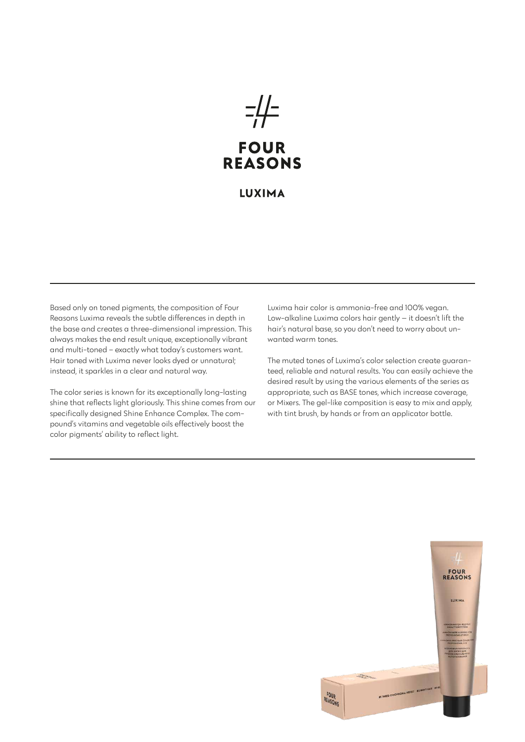# FOUR REASONS

## LUXIMA

Based only on toned pigments, the composition of Four Reasons Luxima reveals the subtle differences in depth in the base and creates a three-dimensional impression. This always makes the end result unique, exceptionally vibrant and multi-toned – exactly what today's customers want. Hair toned with Luxima never looks dyed or unnatural; instead, it sparkles in a clear and natural way.

The color series is known for its exceptionally long-lasting shine that reflects light gloriously. This shine comes from our specifically designed Shine Enhance Complex. The compound's vitamins and vegetable oils effectively boost the color pigments' ability to reflect light.

Luxima hair color is ammonia-free and 100% vegan. Low-alkaline Luxima colors hair gently – it doesn't lift the hair's natural base, so you don't need to worry about unwanted warm tones.

The muted tones of Luxima's color selection create guaranteed, reliable and natural results. You can easily achieve the desired result by using the various elements of the series as appropriate, such as BASE tones, which increase coverage, or Mixers. The gel-like composition is easy to mix and apply, with tint brush, by hands or from an applicator bottle.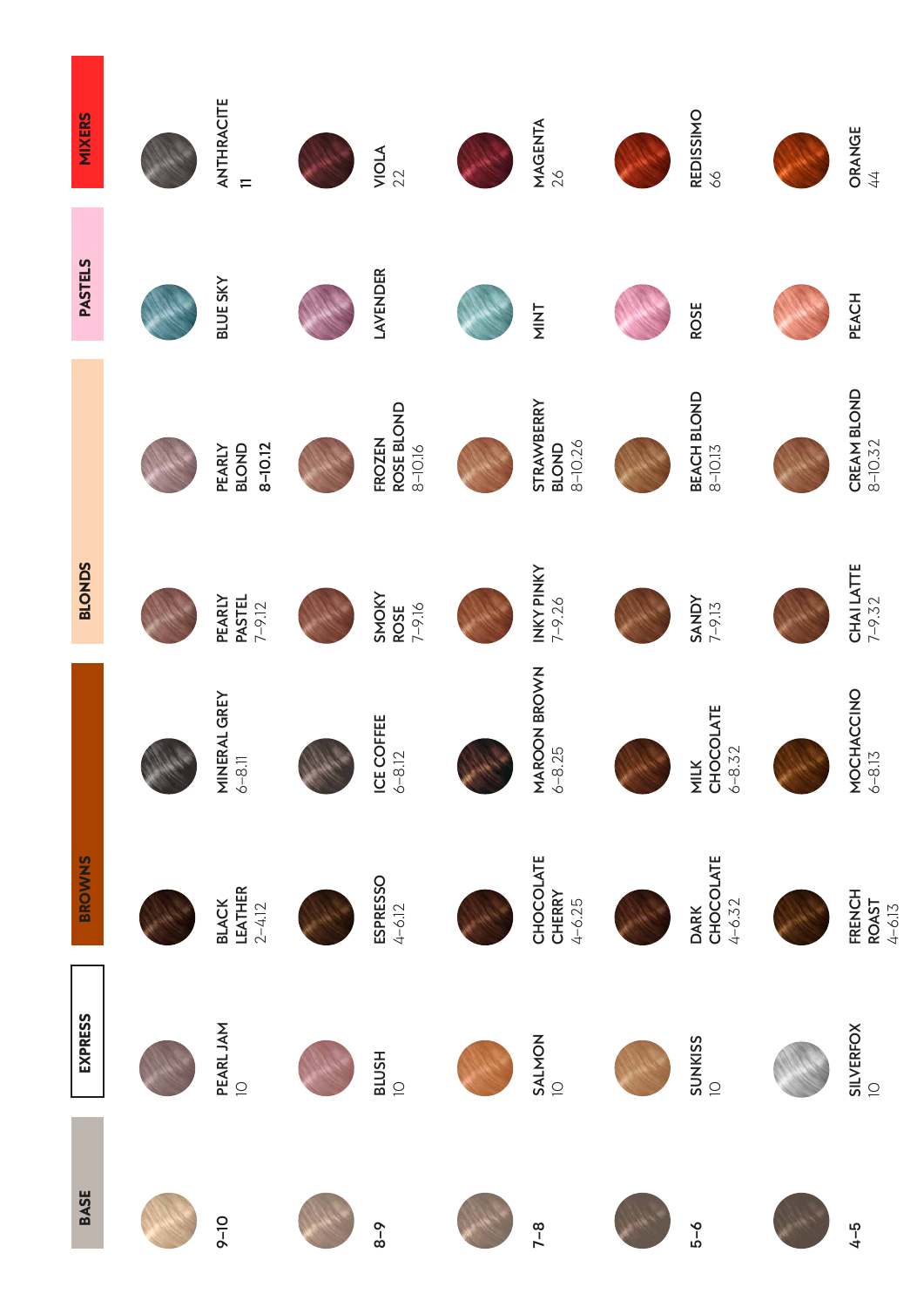| BASE | EXPRESS | BROWNS | | BLONDS | | PASTELS | MIXERS |
|---|---|---|---|---|---|---|---|
| 9–10 | PEARL JAM 10 | BLACK LEATHER 2–4.12 | MINERAL GREY 6–8.11 | PEARLY PASTEL 7–9.12 | PEARLY BLOND 8–10.12 | BLUE SKY | ANTHRACITE 11 |
| 8–9 | BLUSH 10 | ESPRESSO 4–6.12 | ICE COFFEE 6–8.12 | SMOKY ROSE 7–9.16 | FROZEN ROSE BLOND 8–10.16 | LAVENDER | VIOLA 22 |
| 7–8 | SALMON 10 | CHOCOLATE CHERRY 4–6.25 | MAROON BROWN 6–8.25 | INKY PINKY 7–9.26 | STRAWBERRY BLOND 8–10.26 | MINT | MAGENTA 26 |
| 5–6 | SUNKISS 10 | DARK CHOCOLATE 4–6.32 | MILK CHOCOLATE 6–8.32 | SANDY 7–9.13 | BEACH BLOND 8–10.13 | ROSE | REDISSIMO 66 |
| 4–5 | SILVERFOX 10 | FRENCH ROAST 4–6.13 | MOCHACCINO 6–8.13 | CHAI LATTE 7–9.32 | CREAM BLOND 8–10.32 | PEACH | ORANGE 44 |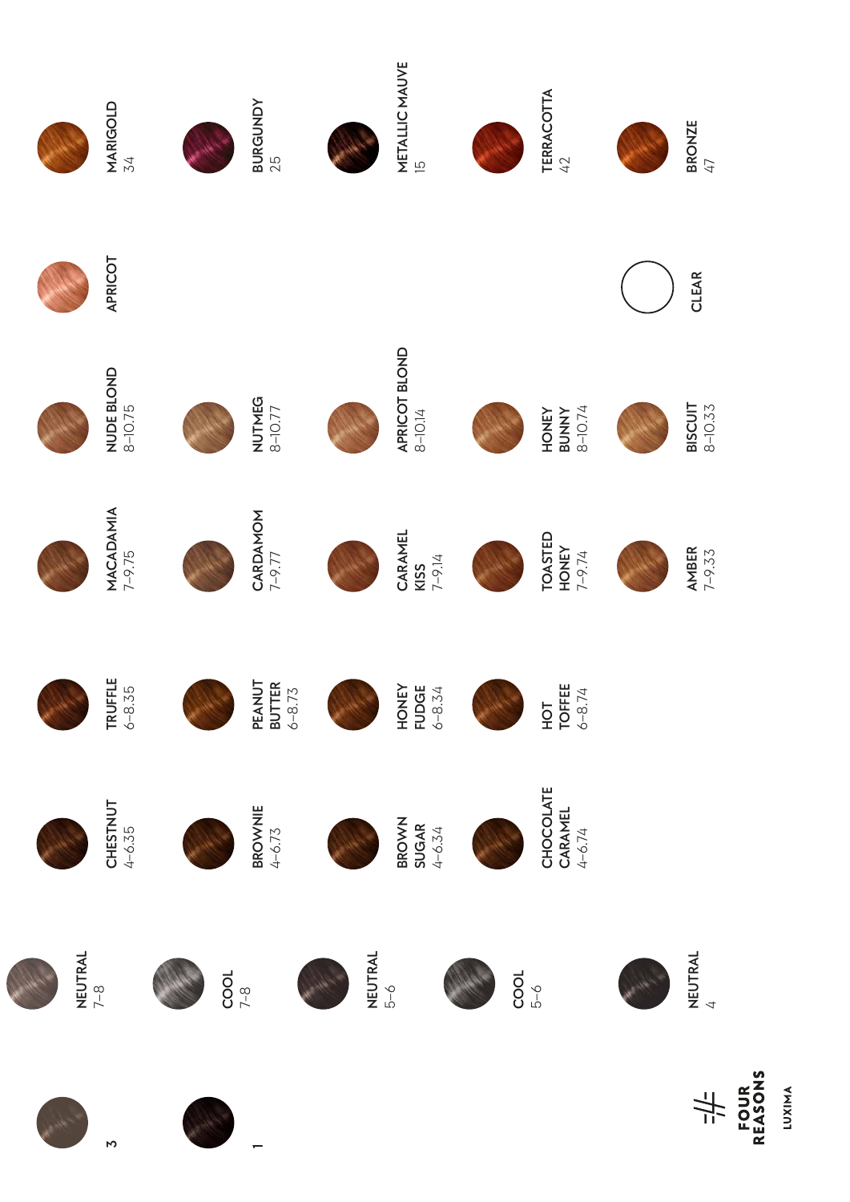3

1

NEUTRAL
7–8

COOL
7–8

NEUTRAL
5–6

COOL
5–6

NEUTRAL
4

CHESTNUT
4–6.35

BROWNIE
4–6.73

BROWN SUGAR
4–6.34

CHOCOLATE CARAMEL
4–6.74

TRUFFLE
6–8.35

PEANUT BUTTER
6–8.73

HONEY FUDGE
6–8.34

HOT TOFFEE
6–8.74

MACADAMIA
7–9.75

CARDAMOM
7–9.77

CARAMEL KISS
7–9.14

TOASTED HONEY
7–9.74

AMBER
7–9.33

NUDE BLOND
8–10.75

NUTMEG
8–10.77

APRICOT BLOND
8–10.14

HONEY BUNNY
8–10.74

BISCUIT
8–10.33

APRICOT

CLEAR

MARIGOLD
34

BURGUNDY
25

METALLIC MAUVE
15

TERRACOTTA
42

BRONZE
47

FOUR REASONS

LUXIMA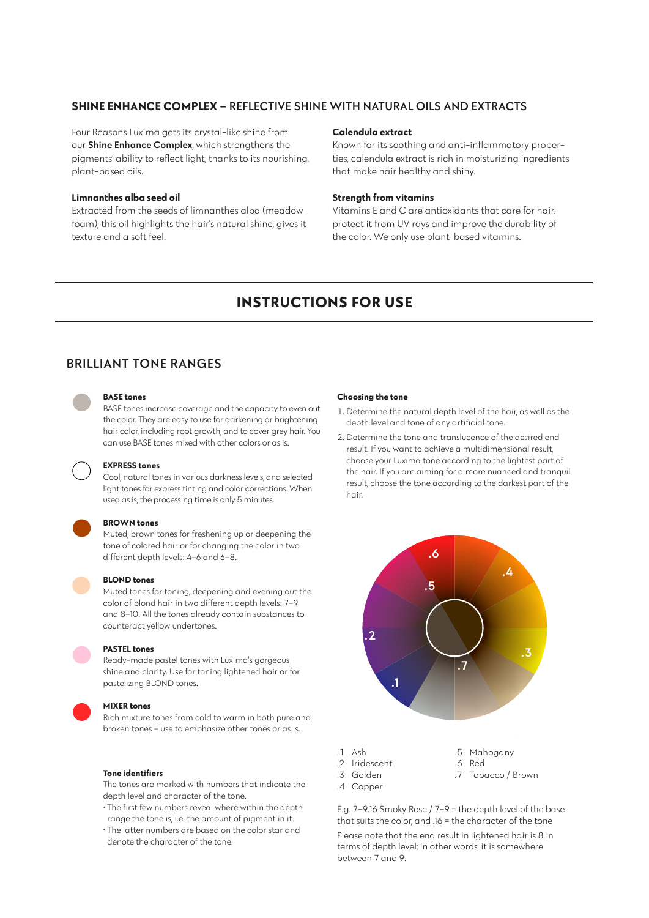## **SHINE ENHANCE COMPLEX** – REFLECTIVE SHINE WITH NATURAL OILS AND EXTRACTS

Four Reasons Luxima gets its crystal-like shine from our **Shine Enhance Complex**, which strengthens the pigments' ability to reflect light, thanks to its nourishing, plant-based oils.

**Limnanthes alba seed oil**
Extracted from the seeds of limnanthes alba (meadow-foam), this oil highlights the hair's natural shine, gives it texture and a soft feel.

**Calendula extract**
Known for its soothing and anti-inflammatory properties, calendula extract is rich in moisturizing ingredients that make hair healthy and shiny.

**Strength from vitamins**
Vitamins E and C are antioxidants that care for hair, protect it from UV rays and improve the durability of the color. We only use plant-based vitamins.

# INSTRUCTIONS FOR USE

## BRILLIANT TONE RANGES

**BASE tones**
BASE tones increase coverage and the capacity to even out the color. They are easy to use for darkening or brightening hair color, including root growth, and to cover grey hair. You can use BASE tones mixed with other colors or as is.

**EXPRESS tones**
Cool, natural tones in various darkness levels, and selected light tones for express tinting and color corrections. When used as is, the processing time is only 5 minutes.

**BROWN tones**
Muted, brown tones for freshening up or deepening the tone of colored hair or for changing the color in two different depth levels: 4–6 and 6–8.

**BLOND tones**
Muted tones for toning, deepening and evening out the color of blond hair in two different depth levels: 7–9 and 8–10. All the tones already contain substances to counteract yellow undertones.

**PASTEL tones**
Ready-made pastel tones with Luxima's gorgeous shine and clarity. Use for toning lightened hair or for pastelizing BLOND tones.

**MIXER tones**
Rich mixture tones from cold to warm in both pure and broken tones – use to emphasize other tones or as is.

**Tone identifiers**
The tones are marked with numbers that indicate the depth level and character of the tone.

- The first few numbers reveal where within the depth range the tone is, i.e. the amount of pigment in it.
- The latter numbers are based on the color star and denote the character of the tone.

**Choosing the tone**

1. Determine the natural depth level of the hair, as well as the depth level and tone of any artificial tone.
2. Determine the tone and translucence of the desired end result. If you want to achieve a multidimensional result, choose your Luxima tone according to the lightest part of the hair. If you are aiming for a more nuanced and tranquil result, choose the tone according to the darkest part of the hair.

.1 Ash
.2 Iridescent
.3 Golden
.4 Copper
.5 Mahogany
.6 Red
.7 Tobacco / Brown

E.g. 7–9.16 Smoky Rose / 7–9 = the depth level of the base that suits the color, and .16 = the character of the tone

Please note that the end result in lightened hair is 8 in terms of depth level; in other words, it is somewhere between 7 and 9.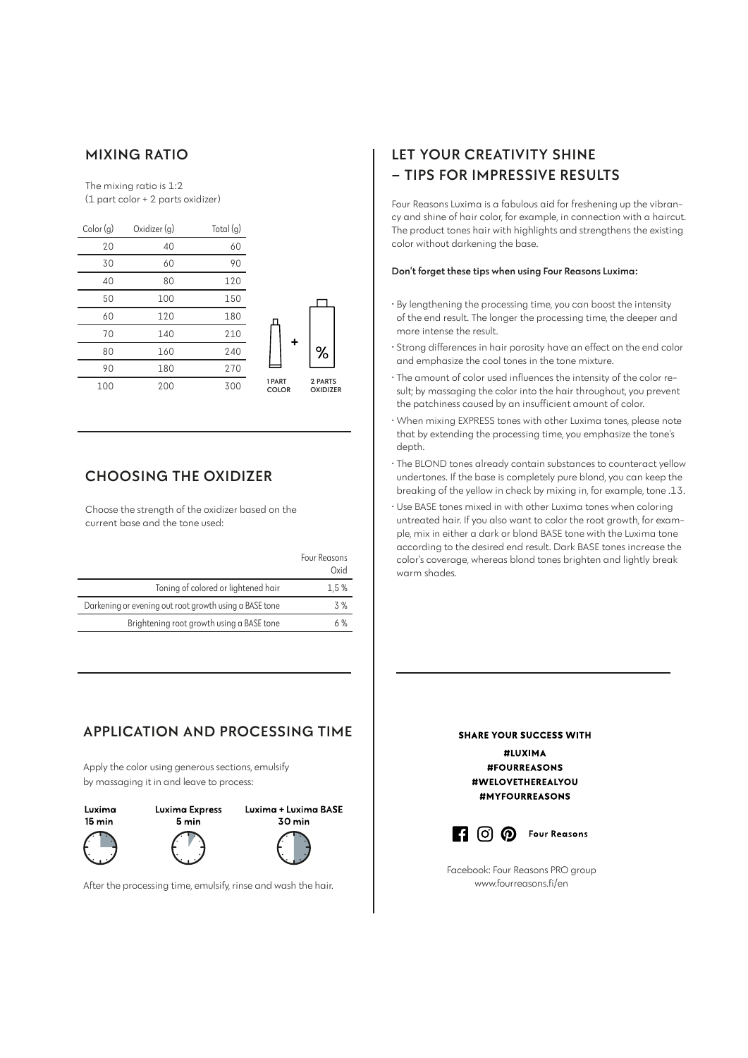## MIXING RATIO

The mixing ratio is 1:2
(1 part color + 2 parts oxidizer)

| Color (g) | Oxidizer (g) | Total (g) |
|---|---|---|
| 20 | 40 | 60 |
| 30 | 60 | 90 |
| 40 | 80 | 120 |
| 50 | 100 | 150 |
| 60 | 120 | 180 |
| 70 | 140 | 210 |
| 80 | 160 | 240 |
| 90 | 180 | 270 |
| 100 | 200 | 300 |

1 PART COLOR + 2 PARTS OXIDIZER

## CHOOSING THE OXIDIZER

Choose the strength of the oxidizer based on the current base and the tone used:

| | Four Reasons Oxid |
|---|---|
| Toning of colored or lightened hair | 1,5 % |
| Darkening or evening out root growth using a BASE tone | 3 % |
| Brightening root growth using a BASE tone | 6 % |

## APPLICATION AND PROCESSING TIME

Apply the color using generous sections, emulsify by massaging it in and leave to process:

**Luxima** 15 min

**Luxima Express** 5 min

**Luxima + Luxima BASE** 30 min

After the processing time, emulsify, rinse and wash the hair.

## LET YOUR CREATIVITY SHINE – TIPS FOR IMPRESSIVE RESULTS

Four Reasons Luxima is a fabulous aid for freshening up the vibrancy and shine of hair color, for example, in connection with a haircut. The product tones hair with highlights and strengthens the existing color without darkening the base.

**Don't forget these tips when using Four Reasons Luxima:**

- By lengthening the processing time, you can boost the intensity of the end result. The longer the processing time, the deeper and more intense the result.
- Strong differences in hair porosity have an effect on the end color and emphasize the cool tones in the tone mixture.
- The amount of color used influences the intensity of the color result; by massaging the color into the hair throughout, you prevent the patchiness caused by an insufficient amount of color.
- When mixing EXPRESS tones with other Luxima tones, please note that by extending the processing time, you emphasize the tone's depth.
- The BLOND tones already contain substances to counteract yellow undertones. If the base is completely pure blond, you can keep the breaking of the yellow in check by mixing in, for example, tone .13.
- Use BASE tones mixed in with other Luxima tones when coloring untreated hair. If you also want to color the root growth, for example, mix in either a dark or blond BASE tone with the Luxima tone according to the desired end result. Dark BASE tones increase the color's coverage, whereas blond tones brighten and lightly break warm shades.

**SHARE YOUR SUCCESS WITH**

**#LUXIMA**
**#FOURREASONS**
**#WELOVETHEREALYOU**
**#MYFOURREASONS**

**Four Reasons**

Facebook: Four Reasons PRO group
www.fourreasons.fi/en